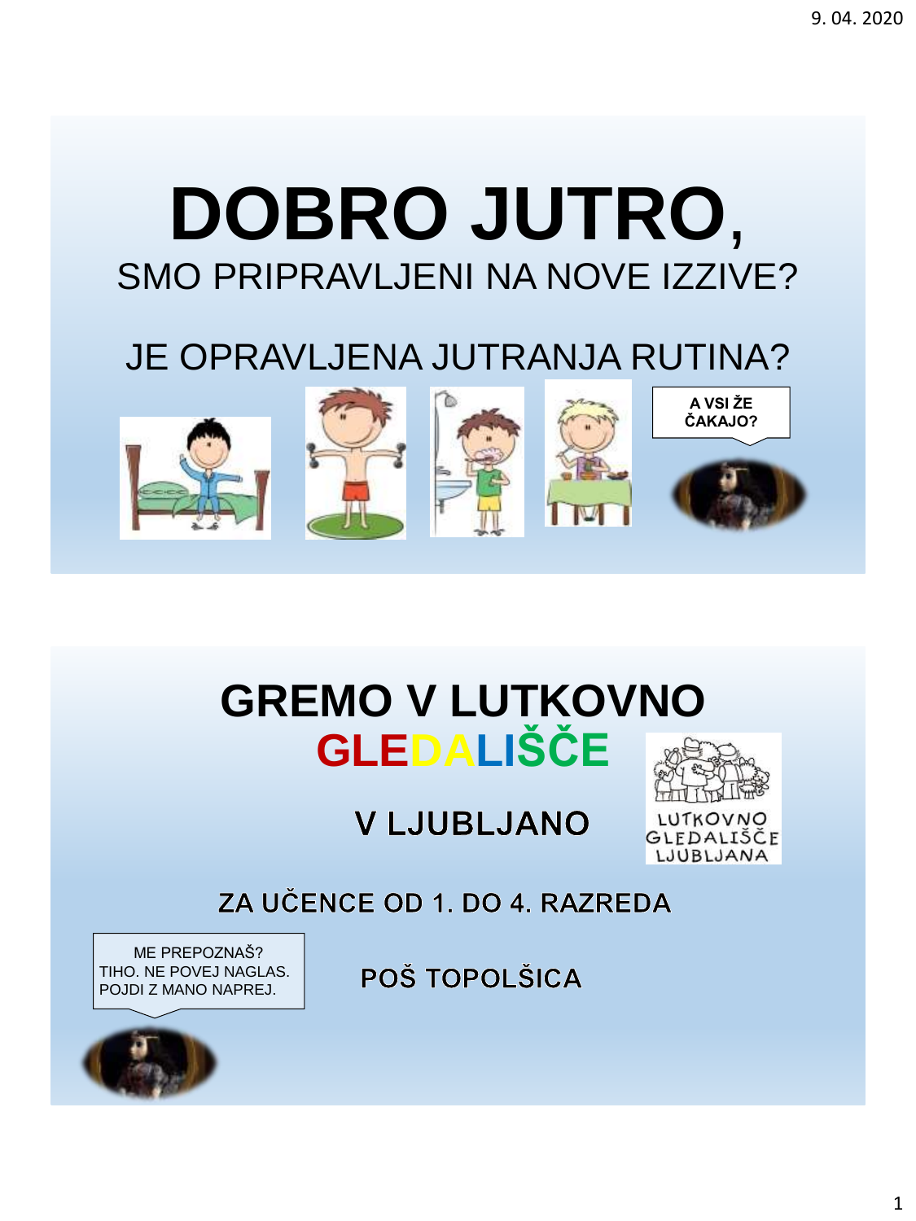# DOBRO JUTRO,

SMO PRIPRAVLJENI NA NOVE IZZIVE?

JE OPRAVLJENA JUTRANJA RUTINA?

A VSI ŽE ČAKAJO?

# GREMO V LUTKOVNO GLEDALIŠČE

## V LJUBLJANO

LUTKOVNO GLEDALIŠČE LJUBLJANA

ZA UČENCE OD 1. DO 4. RAZREDA

ME PREPOZNAŠ?
TIHO. NE POVEJ NAGLAS.
POJDI Z MANO NAPREJ.

POŠ TOPOLŠICA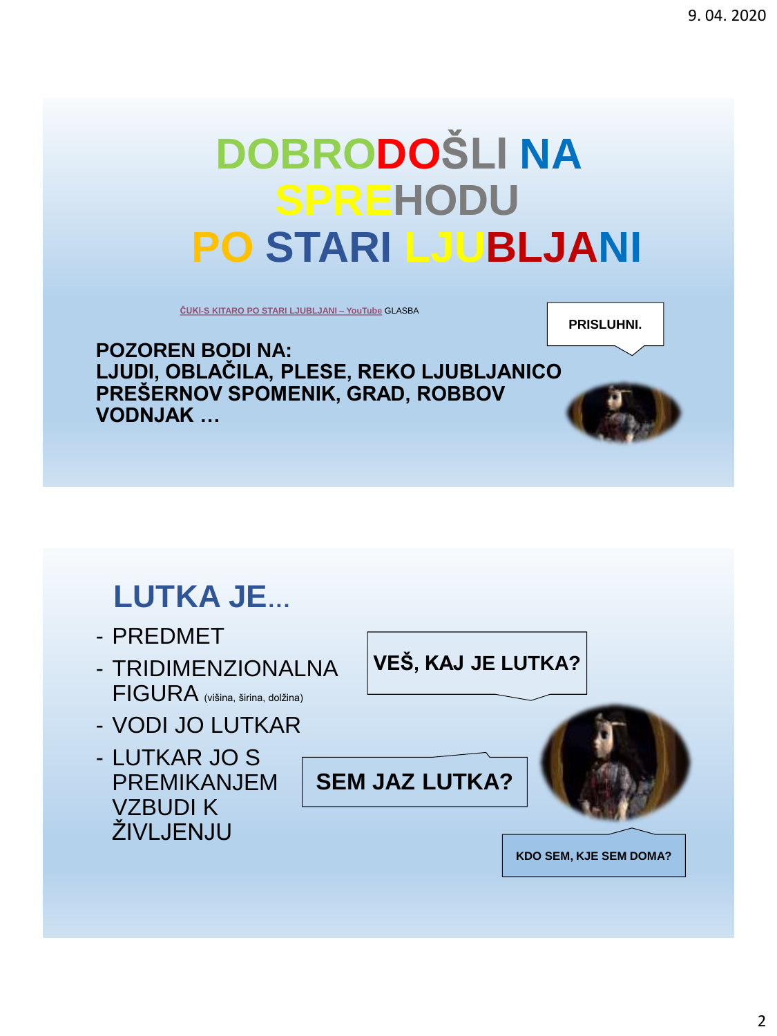# DOBRODOŠLI NA SPREHODU PO STARI LJUBLJANI

ČUKI-S KITARO PO STARI LJUBLJANI – YouTube GLASBA

PRISLUHNI.

**POZOREN BODI NA:**
**LJUDI, OBLAČILA, PLESE, REKO LJUBLJANICO PREŠERNOV SPOMENIK, GRAD, ROBBOV VODNJAK …**

# LUTKA JE...

- PREDMET
- TRIDIMENZIONALNA FIGURA (višina, širina, dolžina)
- VODI JO LUTKAR
- LUTKAR JO S PREMIKANJEM VZBUDI K ŽIVLJENJU

**VEŠ, KAJ JE LUTKA?**

**SEM JAZ LUTKA?**

**KDO SEM, KJE SEM DOMA?**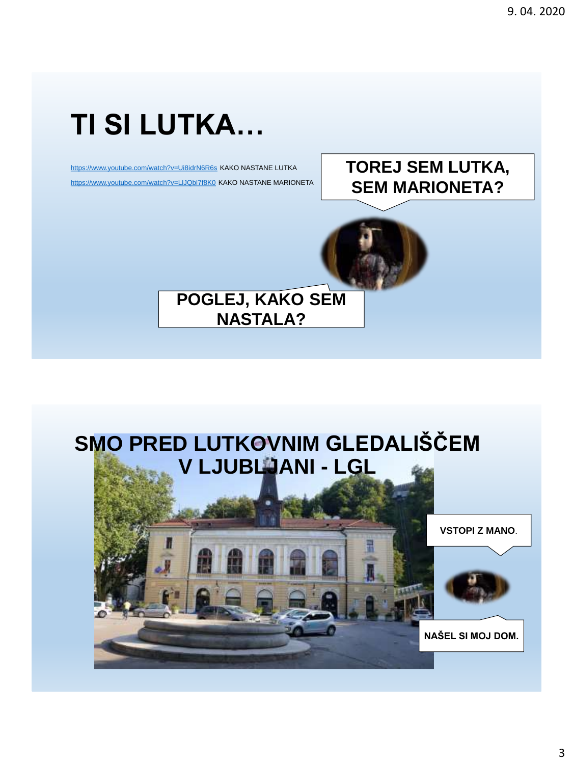# TI SI LUTKA…

https://www.youtube.com/watch?v=Ui8idrN6R6s KAKO NASTANE LUTKA

https://www.youtube.com/watch?v=LlJQbl7f8K0 KAKO NASTANE MARIONETA

**TOREJ SEM LUTKA, SEM MARIONETA?**

**POGLEJ, KAKO SEM NASTALA?**

# SMO PRED LUTKOVNIM GLEDALIŠČEM V LJUBLJANI - LGL

**VSTOPI Z MANO.**

**NAŠEL SI MOJ DOM.**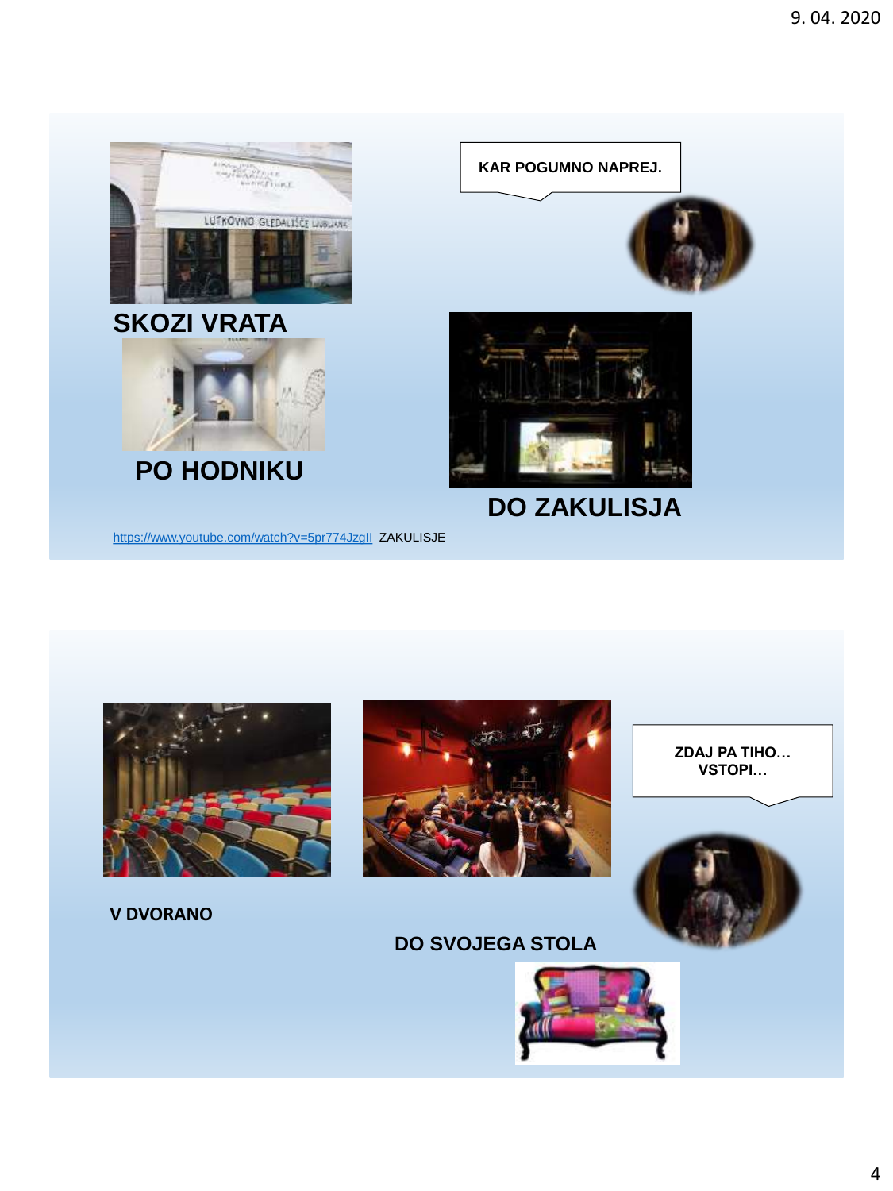KAR POGUMNO NAPREJ.

**SKOZI VRATA**

**PO HODNIKU**

**DO ZAKULISJA**

https://www.youtube.com/watch?v=5pr774JzgII ZAKULISJE

ZDAJ PA TIHO… VSTOPI…

**V DVORANO**

**DO SVOJEGA STOLA**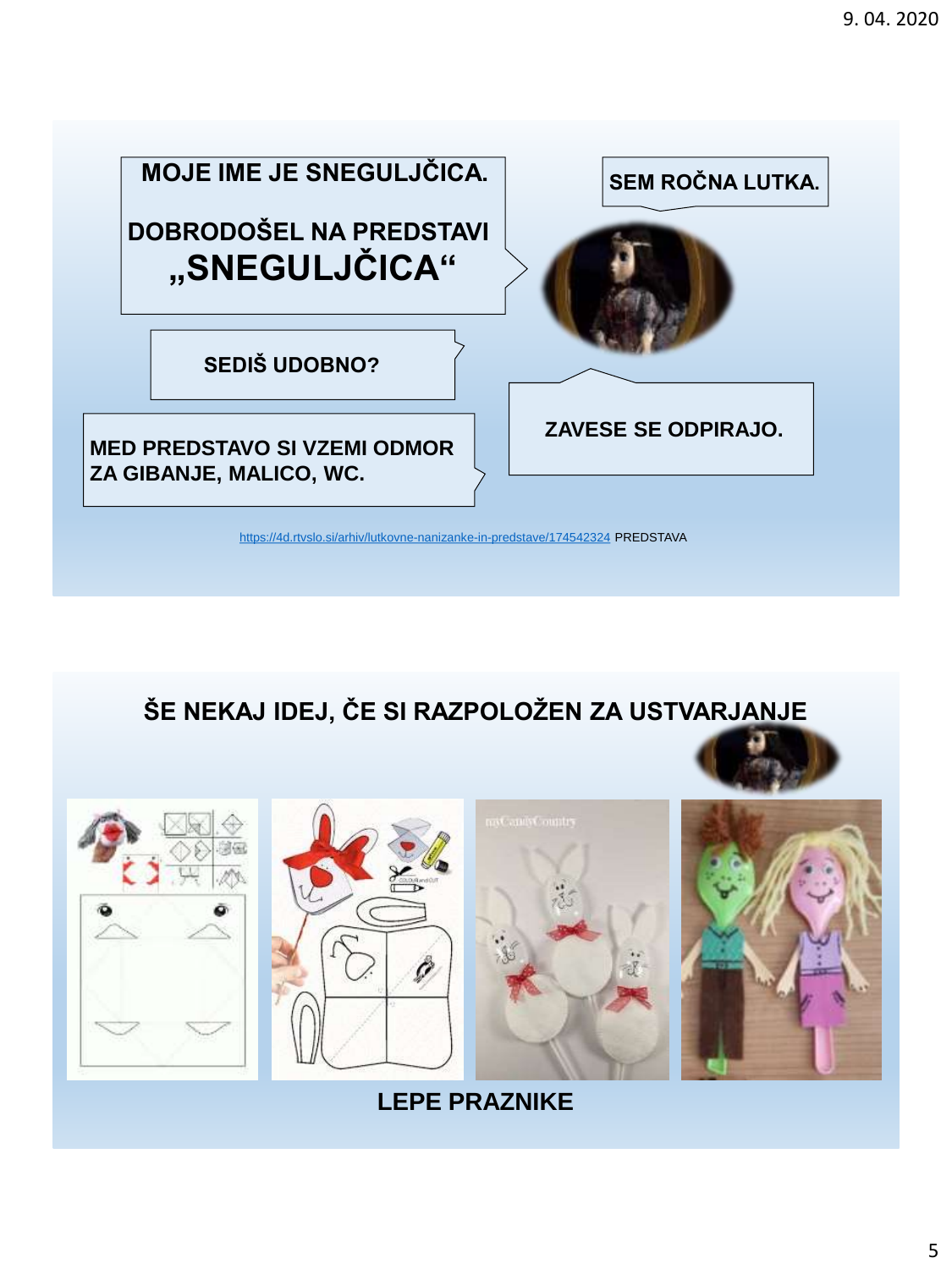MOJE IME JE SNEGULJČICA.

DOBRODOŠEL NA PREDSTAVI
**„SNEGULJČICA“**

SEM ROČNA LUTKA.

SEDIŠ UDOBNO?

ZAVESE SE ODPIRAJO.

MED PREDSTAVO SI VZEMI ODMOR ZA GIBANJE, MALICO, WC.

https://4d.rtvslo.si/arhiv/lutkovne-nanizanke-in-predstave/174542324 PREDSTAVA

## ŠE NEKAJ IDEJ, ČE SI RAZPOLOŽEN ZA USTVARJANJE

**LEPE PRAZNIKE**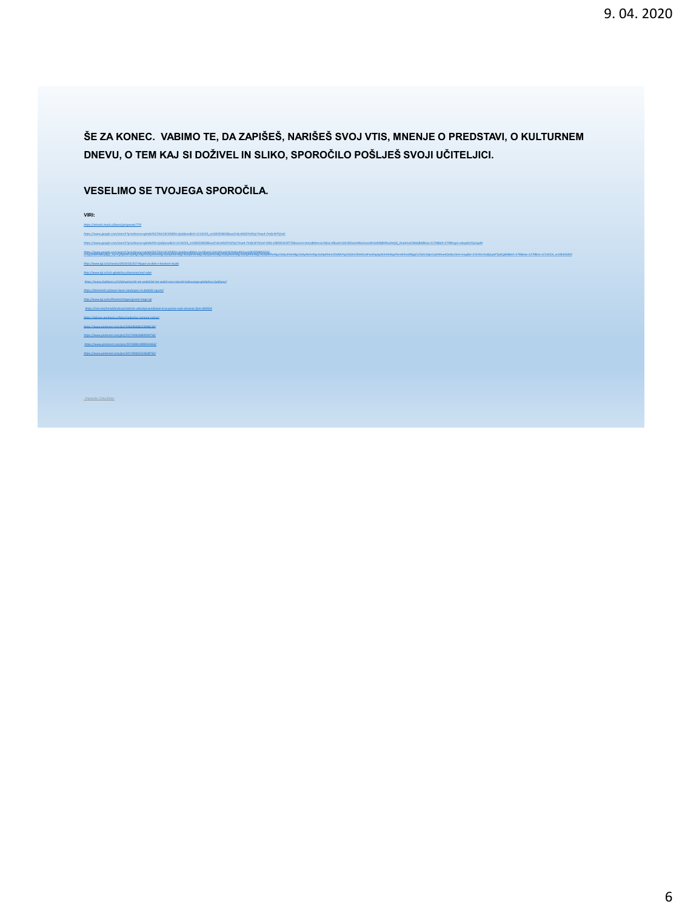**ŠE ZA KONEC. VABIMO TE, DA ZAPIŠEŠ, NARIŠEŠ SVOJ VTIS, MNENJE O PREDSTAVI, O KULTURNEM DNEVU, O TEM KAJ SI DOŽIVEL IN SLIKO, SPOROČILO POŠLJEŠ SVOJI UČITELJICI.**

**VESELIMO SE TVOJEGA SPOROČILA.**

**VIRI:**

https://otroski.rtvslo.si/kanal/prispevki/779

https://www.google.com/search?q=kulturno+gledali%C5%A1%C4%8De+ljubljana

https://www.google.com/search?q=kulturno+gledali%C5%A1%C4%8De+ljubljana

https://www.google.com/search?q=kulturno+gledali%C5%A1%C4%8De+ljubljana

http://www.lgl.si/si/novice/2019/10/327-Napisi-so-dela-v-kostnem-studiu

http://www.lgl.si/si/o-gledaliscu/lutkovni/mali-oder

https://www.ljubljana.si/sl/aktualno/ob-dnevu-kulture-v-lutkovnem-gledaliscu-ljubljana/

https://dominicki.si/pasivi-lutni-moderator-in-dodatki-sesutil/

http://www.lgl.si/en/theatre/stages/grand-stage-lgl/

https://old.net/trendi/kultura/

https://zaloga.ambrozia.si/blog/vrednota-lutovnja-lutkov/

https://www.pinterest.com/pin/

https://www.pinterest.com/pin/

https://www.pinterest.com/pin/

https://www.pinterest.com/pin/

Pripravila: Tinka Žuna